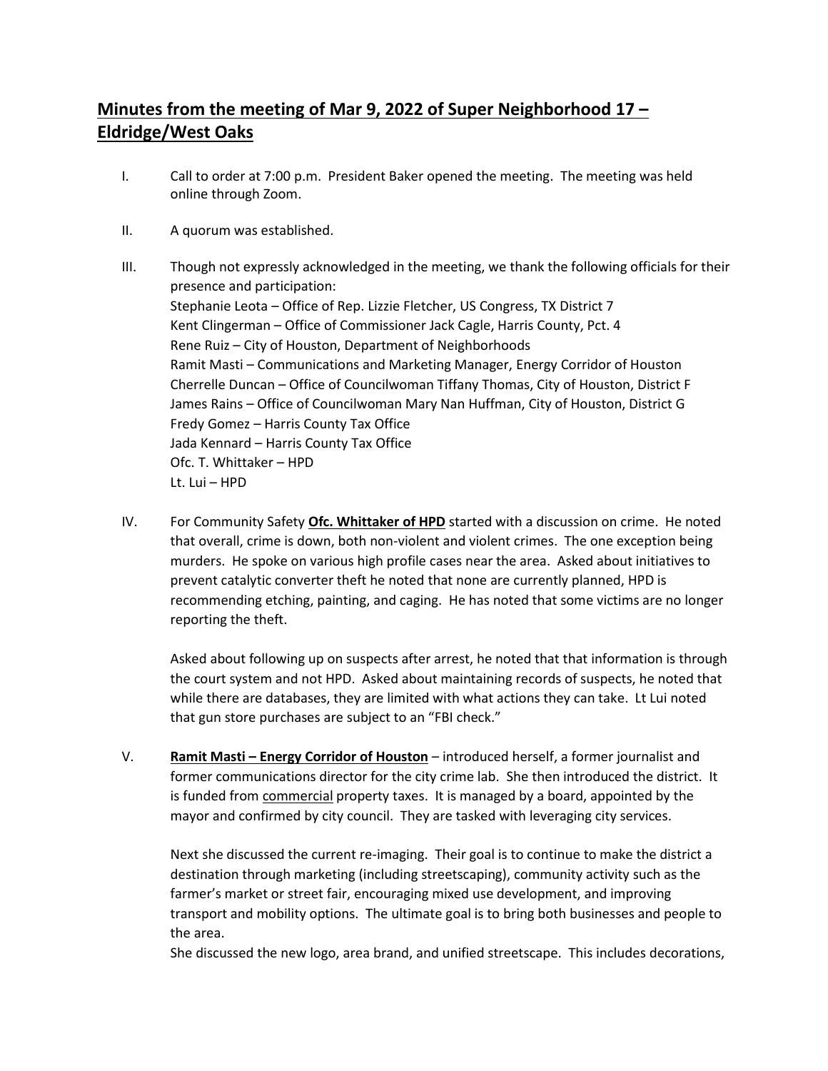# Minutes from the meeting of Mar 9, 2022 of Super Neighborhood 17 – Eldridge/West Oaks

I. Call to order at 7:00 p.m. President Baker opened the meeting. The meeting was held online through Zoom.

II. A quorum was established.

III. Though not expressly acknowledged in the meeting, we thank the following officials for their presence and participation:
Stephanie Leota – Office of Rep. Lizzie Fletcher, US Congress, TX District 7
Kent Clingerman – Office of Commissioner Jack Cagle, Harris County, Pct. 4
Rene Ruiz – City of Houston, Department of Neighborhoods
Ramit Masti – Communications and Marketing Manager, Energy Corridor of Houston
Cherrelle Duncan – Office of Councilwoman Tiffany Thomas, City of Houston, District F
James Rains – Office of Councilwoman Mary Nan Huffman, City of Houston, District G
Fredy Gomez – Harris County Tax Office
Jada Kennard – Harris County Tax Office
Ofc. T. Whittaker – HPD
Lt. Lui – HPD

IV. For Community Safety **Ofc. Whittaker of HPD** started with a discussion on crime. He noted that overall, crime is down, both non-violent and violent crimes. The one exception being murders. He spoke on various high profile cases near the area. Asked about initiatives to prevent catalytic converter theft he noted that none are currently planned, HPD is recommending etching, painting, and caging. He has noted that some victims are no longer reporting the theft.

Asked about following up on suspects after arrest, he noted that that information is through the court system and not HPD. Asked about maintaining records of suspects, he noted that while there are databases, they are limited with what actions they can take. Lt Lui noted that gun store purchases are subject to an "FBI check."

V. **Ramit Masti – Energy Corridor of Houston** – introduced herself, a former journalist and former communications director for the city crime lab. She then introduced the district. It is funded from commercial property taxes. It is managed by a board, appointed by the mayor and confirmed by city council. They are tasked with leveraging city services.

Next she discussed the current re-imaging. Their goal is to continue to make the district a destination through marketing (including streetscaping), community activity such as the farmer's market or street fair, encouraging mixed use development, and improving transport and mobility options. The ultimate goal is to bring both businesses and people to the area.
She discussed the new logo, area brand, and unified streetscape. This includes decorations,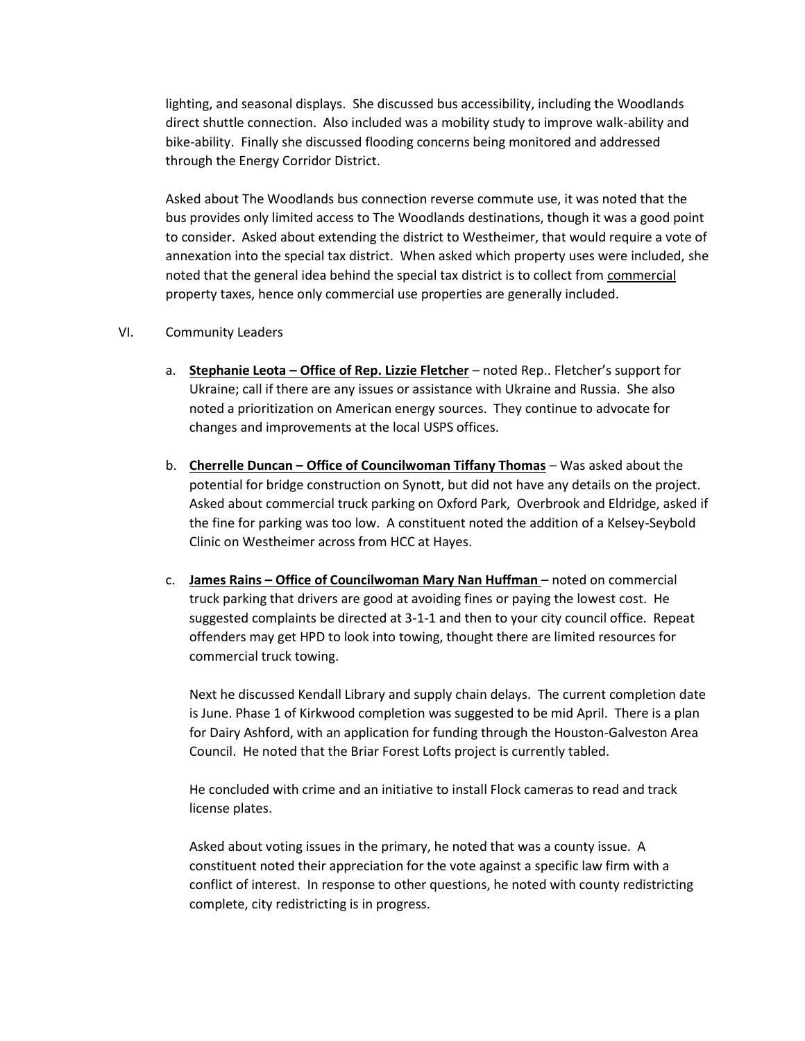lighting, and seasonal displays. She discussed bus accessibility, including the Woodlands direct shuttle connection. Also included was a mobility study to improve walk-ability and bike-ability. Finally she discussed flooding concerns being monitored and addressed through the Energy Corridor District.

Asked about The Woodlands bus connection reverse commute use, it was noted that the bus provides only limited access to The Woodlands destinations, though it was a good point to consider. Asked about extending the district to Westheimer, that would require a vote of annexation into the special tax district. When asked which property uses were included, she noted that the general idea behind the special tax district is to collect from <u>commercial</u> property taxes, hence only commercial use properties are generally included.

VI. Community Leaders

a. **<u>Stephanie Leota – Office of Rep. Lizzie Fletcher</u>** – noted Rep.. Fletcher's support for Ukraine; call if there are any issues or assistance with Ukraine and Russia. She also noted a prioritization on American energy sources. They continue to advocate for changes and improvements at the local USPS offices.

b. **<u>Cherrelle Duncan – Office of Councilwoman Tiffany Thomas</u>** – Was asked about the potential for bridge construction on Synott, but did not have any details on the project. Asked about commercial truck parking on Oxford Park, Overbrook and Eldridge, asked if the fine for parking was too low. A constituent noted the addition of a Kelsey-Seybold Clinic on Westheimer across from HCC at Hayes.

c. **<u>James Rains – Office of Councilwoman Mary Nan Huffman</u>** – noted on commercial truck parking that drivers are good at avoiding fines or paying the lowest cost. He suggested complaints be directed at 3-1-1 and then to your city council office. Repeat offenders may get HPD to look into towing, thought there are limited resources for commercial truck towing.

   Next he discussed Kendall Library and supply chain delays. The current completion date is June. Phase 1 of Kirkwood completion was suggested to be mid April. There is a plan for Dairy Ashford, with an application for funding through the Houston-Galveston Area Council. He noted that the Briar Forest Lofts project is currently tabled.

   He concluded with crime and an initiative to install Flock cameras to read and track license plates.

   Asked about voting issues in the primary, he noted that was a county issue. A constituent noted their appreciation for the vote against a specific law firm with a conflict of interest. In response to other questions, he noted with county redistricting complete, city redistricting is in progress.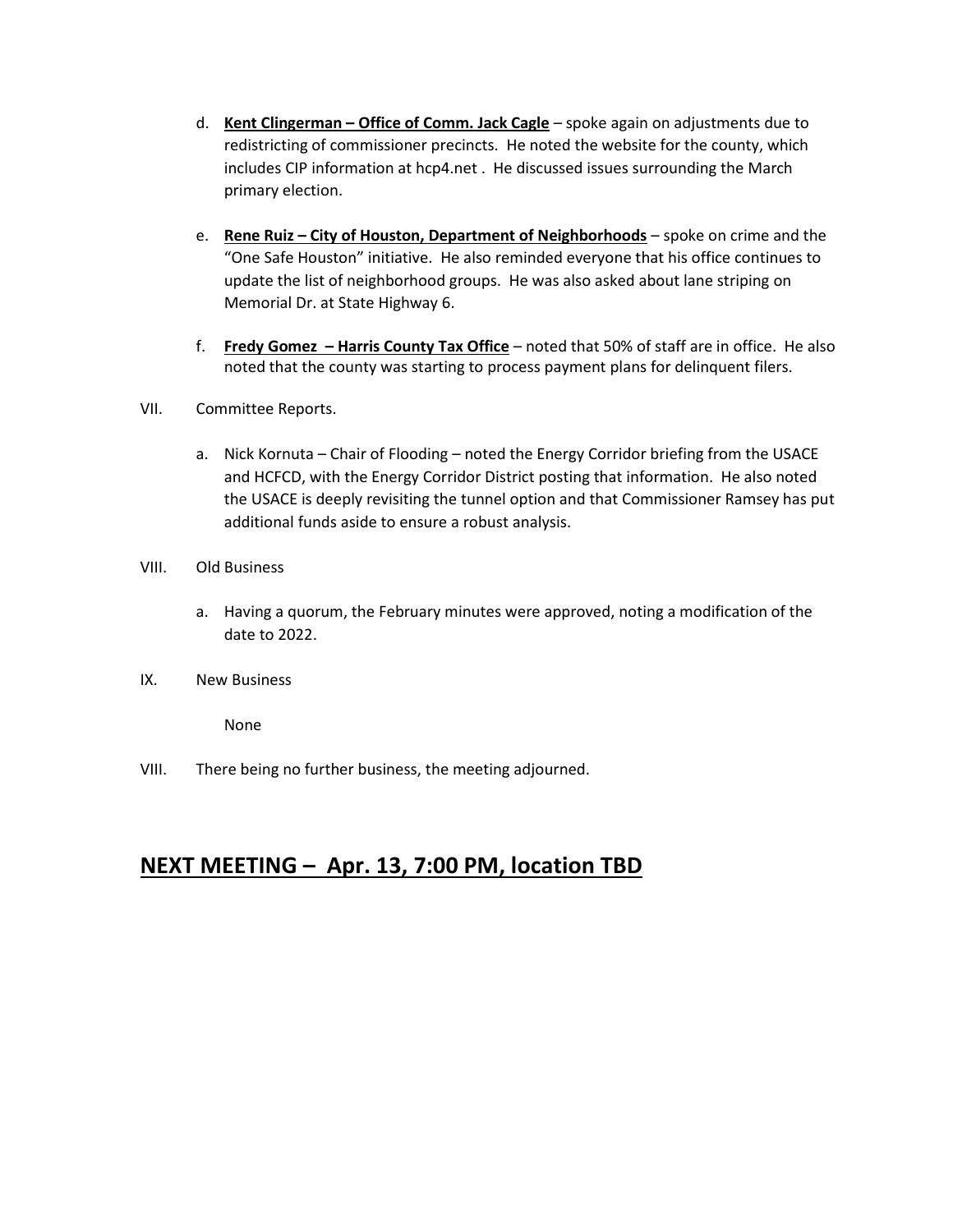d. **<u>Kent Clingerman – Office of Comm. Jack Cagle</u>** – spoke again on adjustments due to redistricting of commissioner precincts. He noted the website for the county, which includes CIP information at hcp4.net . He discussed issues surrounding the March primary election.

e. **<u>Rene Ruiz – City of Houston, Department of Neighborhoods</u>** – spoke on crime and the "One Safe Houston" initiative. He also reminded everyone that his office continues to update the list of neighborhood groups. He was also asked about lane striping on Memorial Dr. at State Highway 6.

f. **<u>Fredy Gomez – Harris County Tax Office</u>** – noted that 50% of staff are in office. He also noted that the county was starting to process payment plans for delinquent filers.

VII. Committee Reports.

a. Nick Kornuta – Chair of Flooding – noted the Energy Corridor briefing from the USACE and HCFCD, with the Energy Corridor District posting that information. He also noted the USACE is deeply revisiting the tunnel option and that Commissioner Ramsey has put additional funds aside to ensure a robust analysis.

VIII. Old Business

a. Having a quorum, the February minutes were approved, noting a modification of the date to 2022.

IX. New Business

None

VIII. There being no further business, the meeting adjourned.

## <u>NEXT MEETING – Apr. 13, 7:00 PM, location TBD</u>